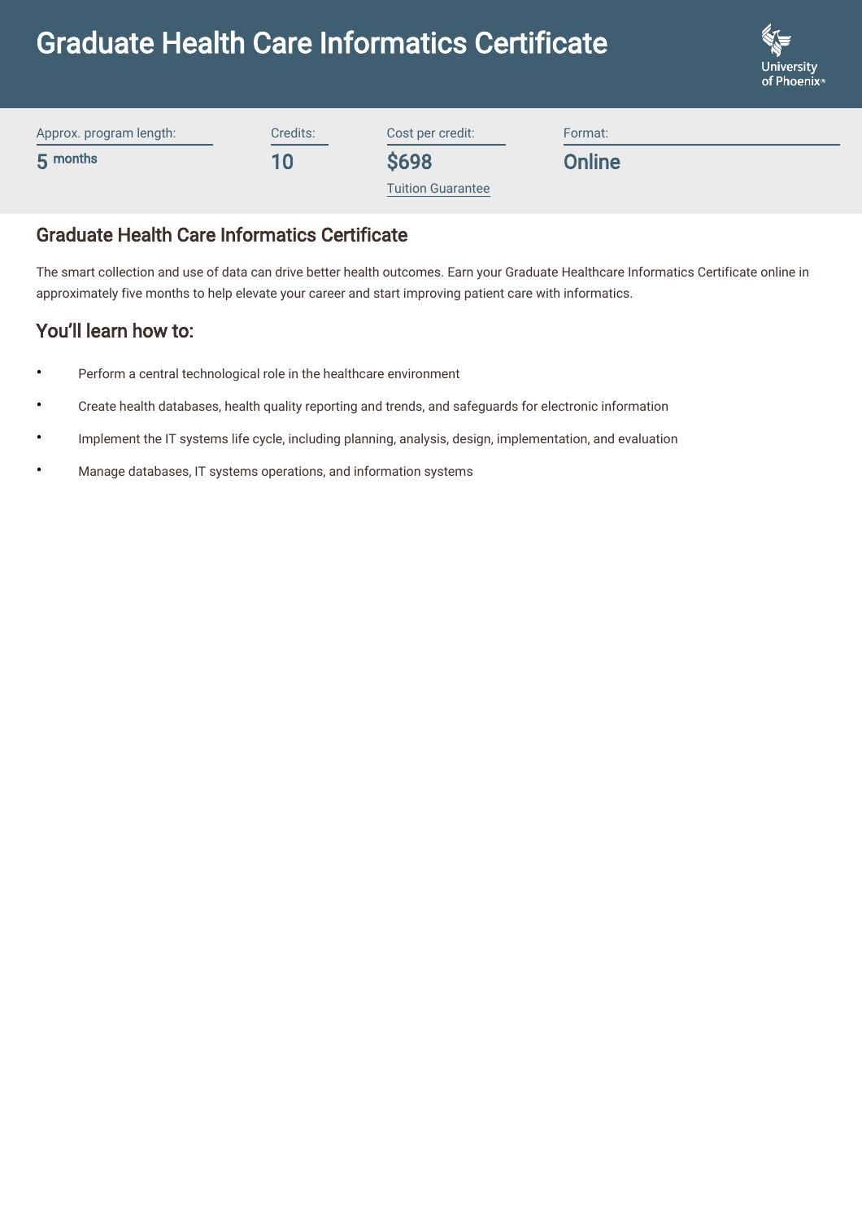# Graduate Health Care Informatics Certificate

University of Phoenix®

| Approx. program length: | Credits: | Cost per credit: | Format: |
|---|---|---|---|
| 5 months | 10 | $698<br>Tuition Guarantee | Online |

## Graduate Health Care Informatics Certificate

The smart collection and use of data can drive better health outcomes. Earn your Graduate Healthcare Informatics Certificate online in approximately five months to help elevate your career and start improving patient care with informatics.

## You'll learn how to:

- Perform a central technological role in the healthcare environment
- Create health databases, health quality reporting and trends, and safeguards for electronic information
- Implement the IT systems life cycle, including planning, analysis, design, implementation, and evaluation
- Manage databases, IT systems operations, and information systems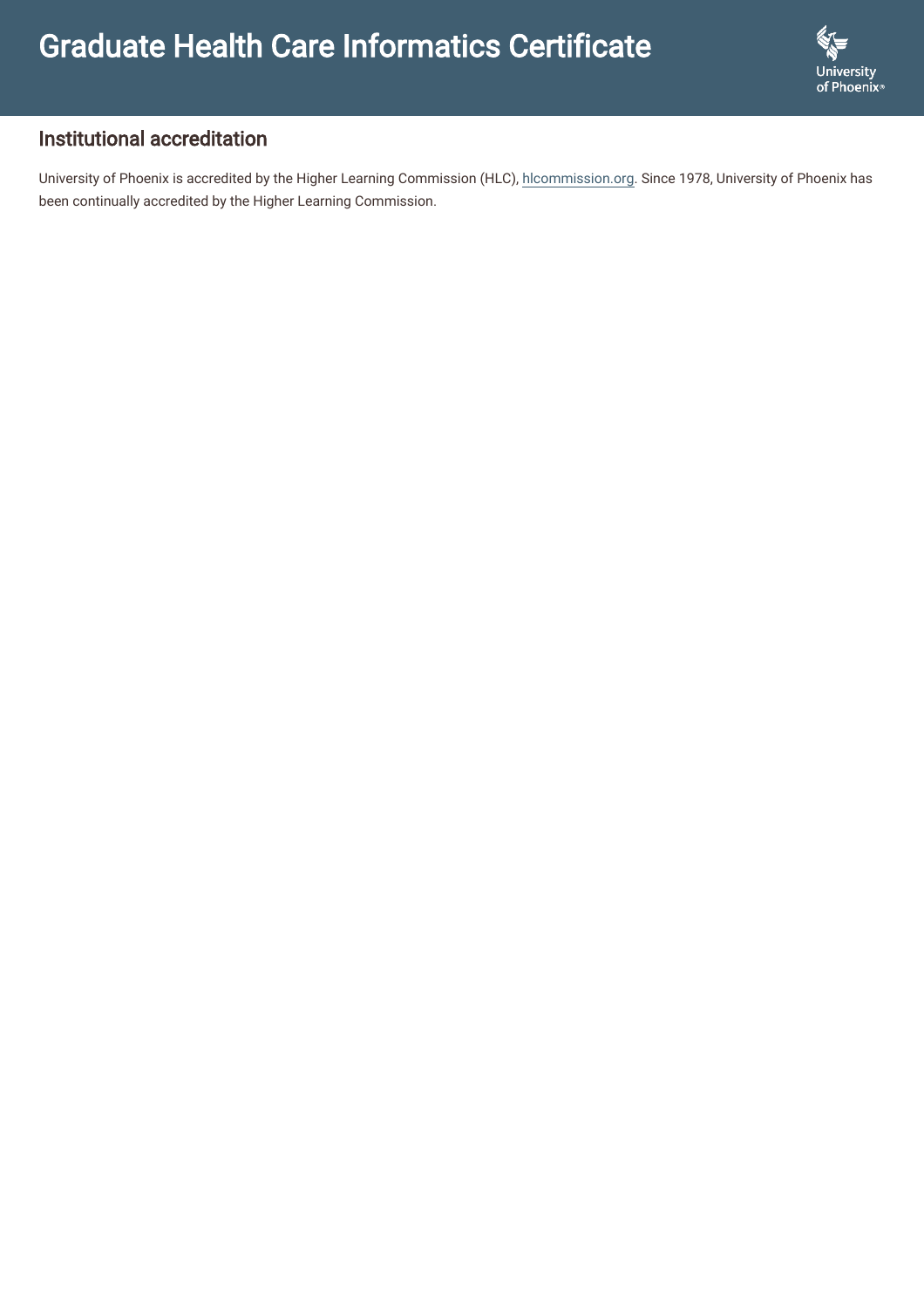# Graduate Health Care Informatics Certificate

## Institutional accreditation

University of Phoenix is accredited by the Higher Learning Commission (HLC), hlcommission.org. Since 1978, University of Phoenix has been continually accredited by the Higher Learning Commission.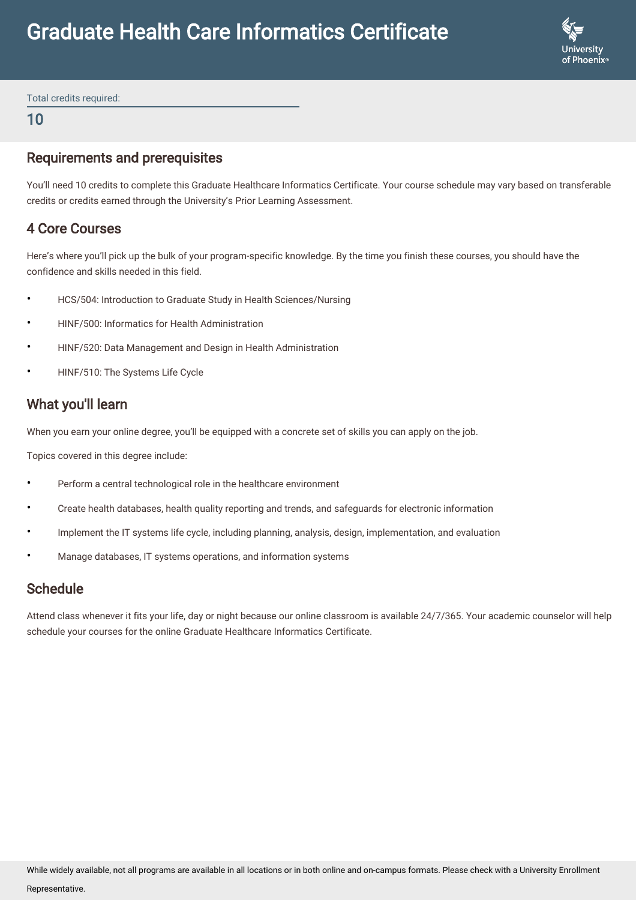# Graduate Health Care Informatics Certificate

Total credits required:

**10**

## Requirements and prerequisites

You'll need 10 credits to complete this Graduate Healthcare Informatics Certificate. Your course schedule may vary based on transferable credits or credits earned through the University's Prior Learning Assessment.

## 4 Core Courses

Here's where you'll pick up the bulk of your program-specific knowledge. By the time you finish these courses, you should have the confidence and skills needed in this field.

- HCS/504: Introduction to Graduate Study in Health Sciences/Nursing
- HINF/500: Informatics for Health Administration
- HINF/520: Data Management and Design in Health Administration
- HINF/510: The Systems Life Cycle

## What you'll learn

When you earn your online degree, you'll be equipped with a concrete set of skills you can apply on the job.

Topics covered in this degree include:

- Perform a central technological role in the healthcare environment
- Create health databases, health quality reporting and trends, and safeguards for electronic information
- Implement the IT systems life cycle, including planning, analysis, design, implementation, and evaluation
- Manage databases, IT systems operations, and information systems

## Schedule

Attend class whenever it fits your life, day or night because our online classroom is available 24/7/365. Your academic counselor will help schedule your courses for the online Graduate Healthcare Informatics Certificate.

While widely available, not all programs are available in all locations or in both online and on-campus formats. Please check with a University Enrollment Representative.